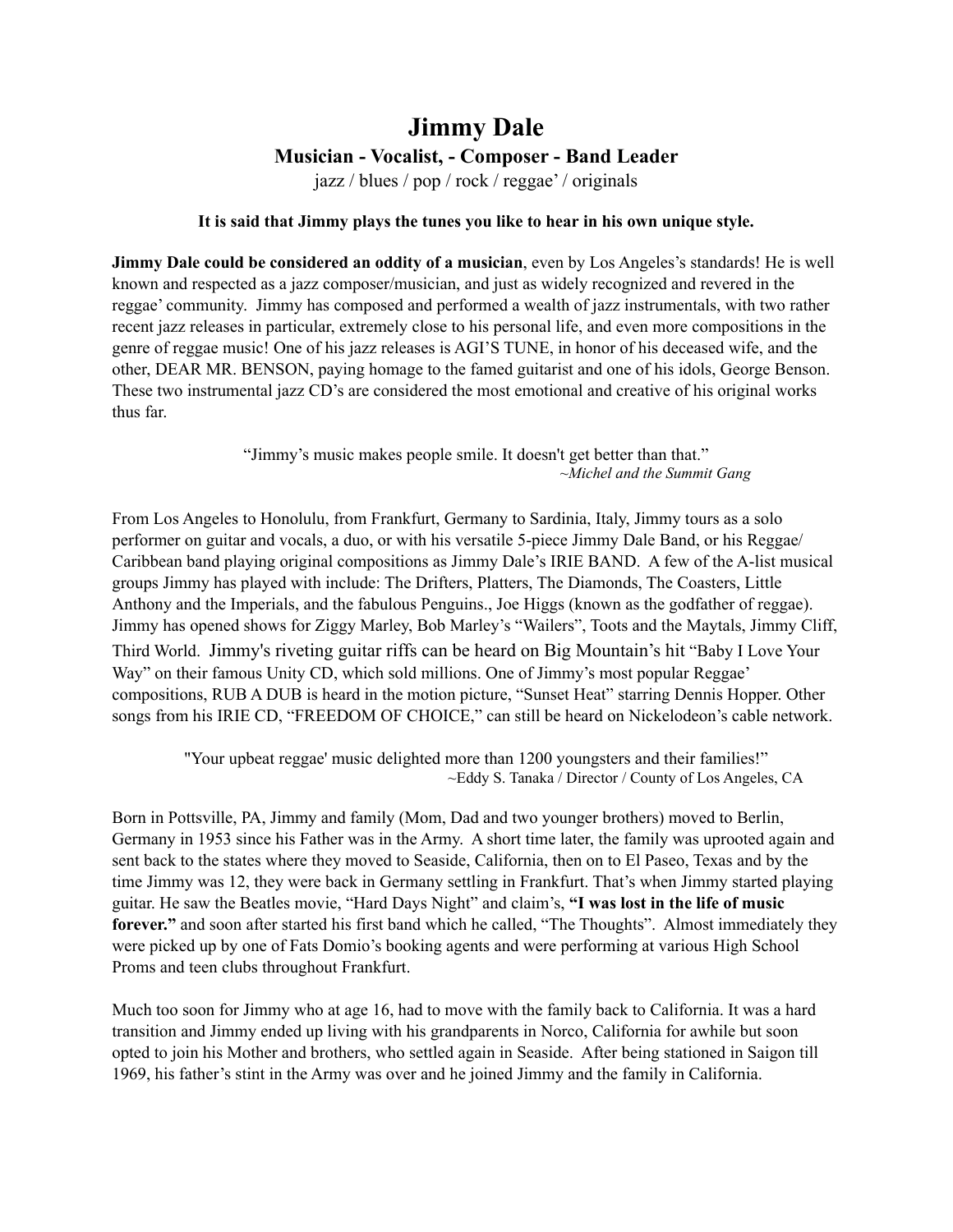# Jimmy Dale

### Musician - Vocalist, - Composer - Band Leader

jazz / blues / pop / rock / reggae' / originals

**It is said that Jimmy plays the tunes you like to hear in his own unique style.**

**Jimmy Dale could be considered an oddity of a musician**, even by Los Angeles's standards! He is well known and respected as a jazz composer/musician, and just as widely recognized and revered in the reggae' community. Jimmy has composed and performed a wealth of jazz instrumentals, with two rather recent jazz releases in particular, extremely close to his personal life, and even more compositions in the genre of reggae music! One of his jazz releases is AGI'S TUNE, in honor of his deceased wife, and the other, DEAR MR. BENSON, paying homage to the famed guitarist and one of his idols, George Benson. These two instrumental jazz CD's are considered the most emotional and creative of his original works thus far.

"Jimmy's music makes people smile. It doesn't get better than that."
*~Michel and the Summit Gang*

From Los Angeles to Honolulu, from Frankfurt, Germany to Sardinia, Italy, Jimmy tours as a solo performer on guitar and vocals, a duo, or with his versatile 5-piece Jimmy Dale Band, or his Reggae/ Caribbean band playing original compositions as Jimmy Dale's IRIE BAND. A few of the A-list musical groups Jimmy has played with include: The Drifters, Platters, The Diamonds, The Coasters, Little Anthony and the Imperials, and the fabulous Penguins., Joe Higgs (known as the godfather of reggae). Jimmy has opened shows for Ziggy Marley, Bob Marley's "Wailers", Toots and the Maytals, Jimmy Cliff, Third World. Jimmy's riveting guitar riffs can be heard on Big Mountain's hit "Baby I Love Your Way" on their famous Unity CD, which sold millions. One of Jimmy's most popular Reggae' compositions, RUB A DUB is heard in the motion picture, "Sunset Heat" starring Dennis Hopper. Other songs from his IRIE CD, "FREEDOM OF CHOICE," can still be heard on Nickelodeon's cable network.

"Your upbeat reggae' music delighted more than 1200 youngsters and their families!"
~Eddy S. Tanaka / Director / County of Los Angeles, CA

Born in Pottsville, PA, Jimmy and family (Mom, Dad and two younger brothers) moved to Berlin, Germany in 1953 since his Father was in the Army. A short time later, the family was uprooted again and sent back to the states where they moved to Seaside, California, then on to El Paseo, Texas and by the time Jimmy was 12, they were back in Germany settling in Frankfurt. That's when Jimmy started playing guitar. He saw the Beatles movie, "Hard Days Night" and claim's, **"I was lost in the life of music forever."** and soon after started his first band which he called, "The Thoughts". Almost immediately they were picked up by one of Fats Domio's booking agents and were performing at various High School Proms and teen clubs throughout Frankfurt.

Much too soon for Jimmy who at age 16, had to move with the family back to California. It was a hard transition and Jimmy ended up living with his grandparents in Norco, California for awhile but soon opted to join his Mother and brothers, who settled again in Seaside. After being stationed in Saigon till 1969, his father's stint in the Army was over and he joined Jimmy and the family in California.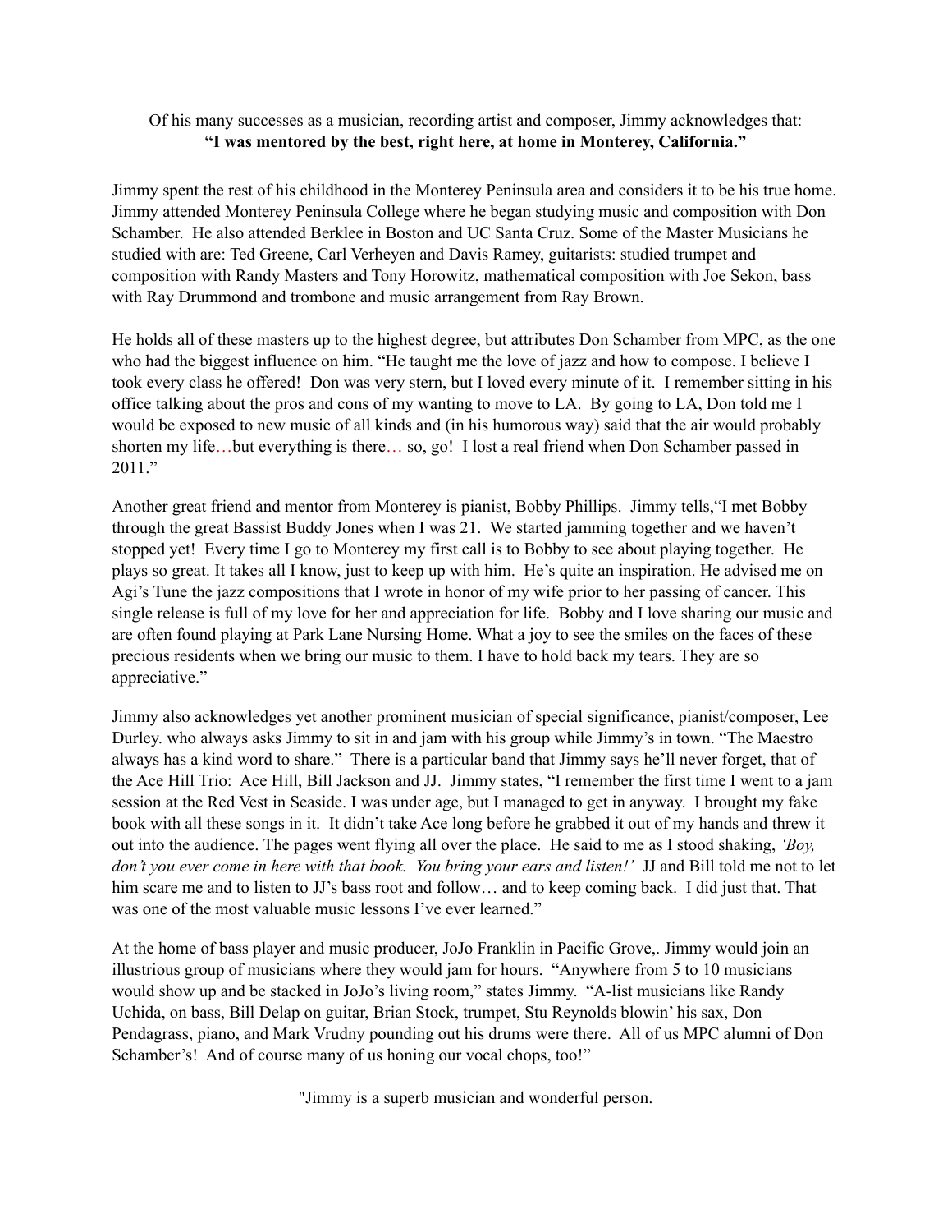Of his many successes as a musician, recording artist and composer, Jimmy acknowledges that:
**"I was mentored by the best, right here, at home in Monterey, California."**

Jimmy spent the rest of his childhood in the Monterey Peninsula area and considers it to be his true home. Jimmy attended Monterey Peninsula College where he began studying music and composition with Don Schamber. He also attended Berklee in Boston and UC Santa Cruz. Some of the Master Musicians he studied with are: Ted Greene, Carl Verheyen and Davis Ramey, guitarists: studied trumpet and composition with Randy Masters and Tony Horowitz, mathematical composition with Joe Sekon, bass with Ray Drummond and trombone and music arrangement from Ray Brown.

He holds all of these masters up to the highest degree, but attributes Don Schamber from MPC, as the one who had the biggest influence on him. "He taught me the love of jazz and how to compose. I believe I took every class he offered! Don was very stern, but I loved every minute of it. I remember sitting in his office talking about the pros and cons of my wanting to move to LA. By going to LA, Don told me I would be exposed to new music of all kinds and (in his humorous way) said that the air would probably shorten my life…but everything is there… so, go! I lost a real friend when Don Schamber passed in 2011."

Another great friend and mentor from Monterey is pianist, Bobby Phillips. Jimmy tells,"I met Bobby through the great Bassist Buddy Jones when I was 21. We started jamming together and we haven't stopped yet! Every time I go to Monterey my first call is to Bobby to see about playing together. He plays so great. It takes all I know, just to keep up with him. He's quite an inspiration. He advised me on Agi's Tune the jazz compositions that I wrote in honor of my wife prior to her passing of cancer. This single release is full of my love for her and appreciation for life. Bobby and I love sharing our music and are often found playing at Park Lane Nursing Home. What a joy to see the smiles on the faces of these precious residents when we bring our music to them. I have to hold back my tears. They are so appreciative."

Jimmy also acknowledges yet another prominent musician of special significance, pianist/composer, Lee Durley. who always asks Jimmy to sit in and jam with his group while Jimmy's in town. "The Maestro always has a kind word to share." There is a particular band that Jimmy says he'll never forget, that of the Ace Hill Trio: Ace Hill, Bill Jackson and JJ. Jimmy states, "I remember the first time I went to a jam session at the Red Vest in Seaside. I was under age, but I managed to get in anyway. I brought my fake book with all these songs in it. It didn't take Ace long before he grabbed it out of my hands and threw it out into the audience. The pages went flying all over the place. He said to me as I stood shaking, *'Boy, don't you ever come in here with that book. You bring your ears and listen!'* JJ and Bill told me not to let him scare me and to listen to JJ's bass root and follow… and to keep coming back. I did just that. That was one of the most valuable music lessons I've ever learned."

At the home of bass player and music producer, JoJo Franklin in Pacific Grove,. Jimmy would join an illustrious group of musicians where they would jam for hours. "Anywhere from 5 to 10 musicians would show up and be stacked in JoJo's living room," states Jimmy. "A-list musicians like Randy Uchida, on bass, Bill Delap on guitar, Brian Stock, trumpet, Stu Reynolds blowin' his sax, Don Pendagrass, piano, and Mark Vrudny pounding out his drums were there. All of us MPC alumni of Don Schamber's! And of course many of us honing our vocal chops, too!"

"Jimmy is a superb musician and wonderful person.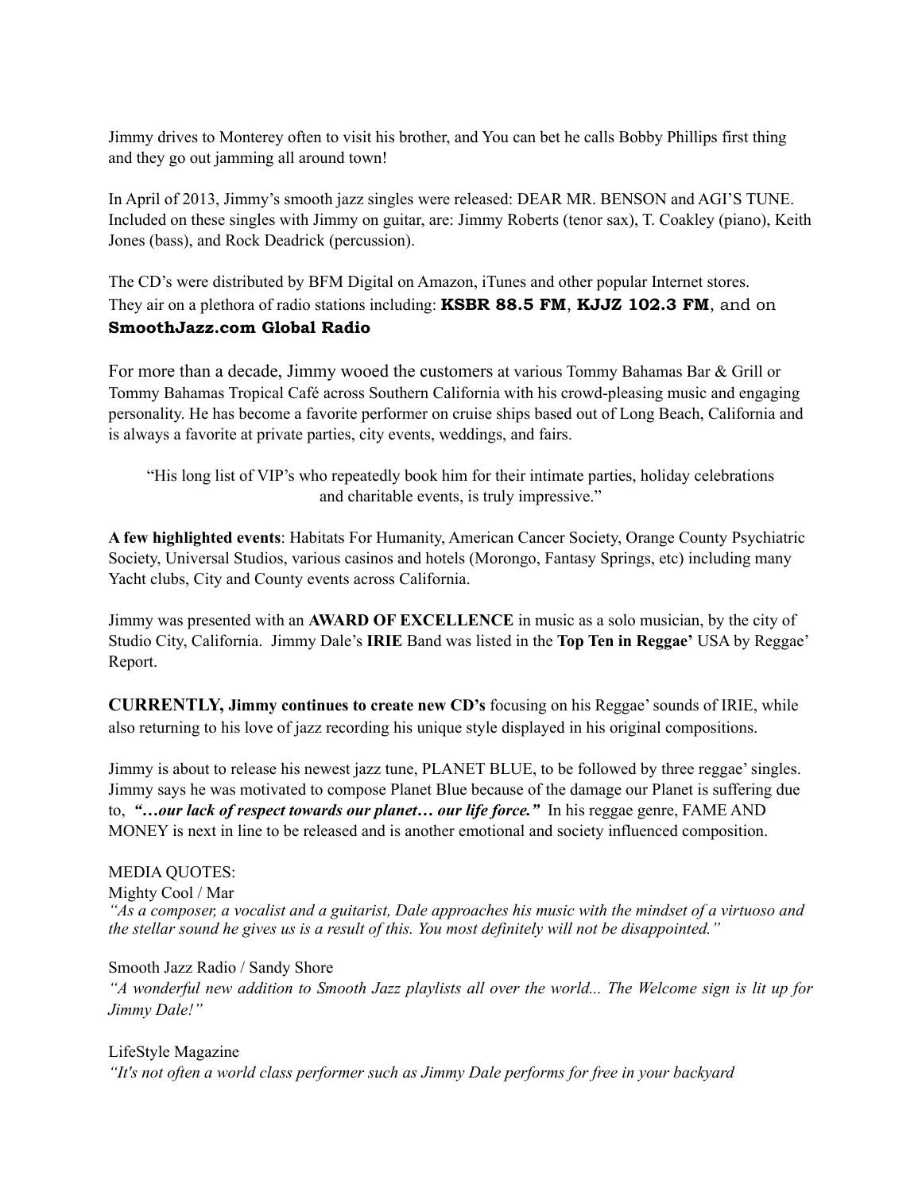Jimmy drives to Monterey often to visit his brother, and You can bet he calls Bobby Phillips first thing and they go out jamming all around town!

In April of 2013, Jimmy's smooth jazz singles were released: DEAR MR. BENSON and AGI'S TUNE. Included on these singles with Jimmy on guitar, are: Jimmy Roberts (tenor sax), T. Coakley (piano), Keith Jones (bass), and Rock Deadrick (percussion).

The CD's were distributed by BFM Digital on Amazon, iTunes and other popular Internet stores. They air on a plethora of radio stations including: **KSBR 88.5 FM**, **KJJZ 102.3 FM**, and on **SmoothJazz.com Global Radio**

For more than a decade, Jimmy wooed the customers at various Tommy Bahamas Bar & Grill or Tommy Bahamas Tropical Café across Southern California with his crowd-pleasing music and engaging personality. He has become a favorite performer on cruise ships based out of Long Beach, California and is always a favorite at private parties, city events, weddings, and fairs.

> "His long list of VIP's who repeatedly book him for their intimate parties, holiday celebrations and charitable events, is truly impressive."

**A few highlighted events**: Habitats For Humanity, American Cancer Society, Orange County Psychiatric Society, Universal Studios, various casinos and hotels (Morongo, Fantasy Springs, etc) including many Yacht clubs, City and County events across California.

Jimmy was presented with an **AWARD OF EXCELLENCE** in music as a solo musician, by the city of Studio City, California. Jimmy Dale's **IRIE** Band was listed in the **Top Ten in Reggae'** USA by Reggae' Report.

**CURRENTLY, Jimmy continues to create new CD's** focusing on his Reggae' sounds of IRIE, while also returning to his love of jazz recording his unique style displayed in his original compositions.

Jimmy is about to release his newest jazz tune, PLANET BLUE, to be followed by three reggae' singles. Jimmy says he was motivated to compose Planet Blue because of the damage our Planet is suffering due to, ***"…our lack of respect towards our planet… our life force."*** In his reggae genre, FAME AND MONEY is next in line to be released and is another emotional and society influenced composition.

MEDIA QUOTES:

Mighty Cool / Mar
*"As a composer, a vocalist and a guitarist, Dale approaches his music with the mindset of a virtuoso and the stellar sound he gives us is a result of this. You most definitely will not be disappointed."*

Smooth Jazz Radio / Sandy Shore
*"A wonderful new addition to Smooth Jazz playlists all over the world... The Welcome sign is lit up for Jimmy Dale!"*

LifeStyle Magazine
*"It's not often a world class performer such as Jimmy Dale performs for free in your backyard*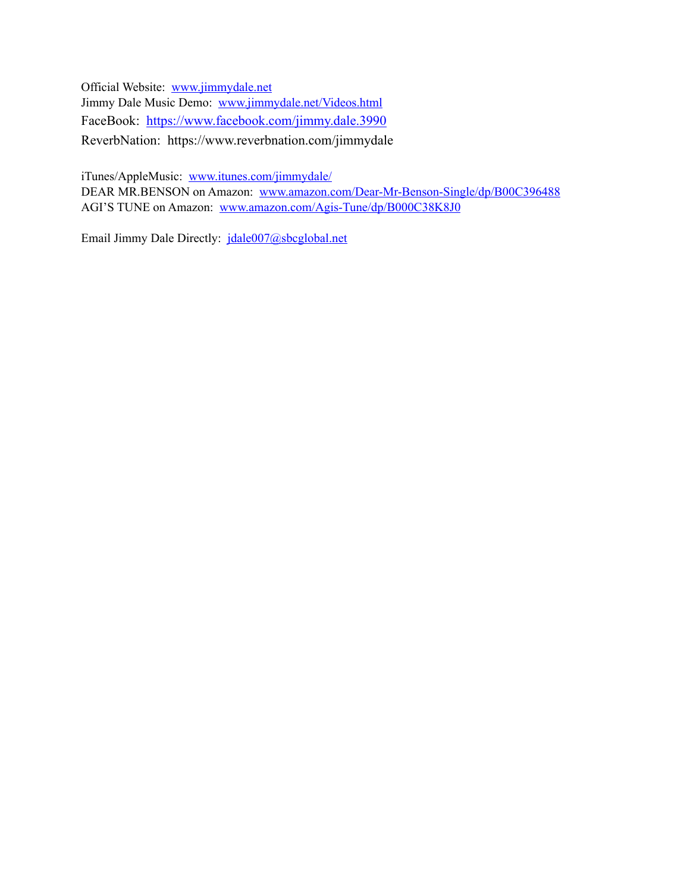Official Website: www.jimmydale.net
Jimmy Dale Music Demo: www.jimmydale.net/Videos.html
FaceBook: https://www.facebook.com/jimmy.dale.3990
ReverbNation: https://www.reverbnation.com/jimmydale

iTunes/AppleMusic: www.itunes.com/jimmydale/
DEAR MR.BENSON on Amazon: www.amazon.com/Dear-Mr-Benson-Single/dp/B00C396488
AGI'S TUNE on Amazon: www.amazon.com/Agis-Tune/dp/B000C38K8J0

Email Jimmy Dale Directly: jdale007@sbcglobal.net